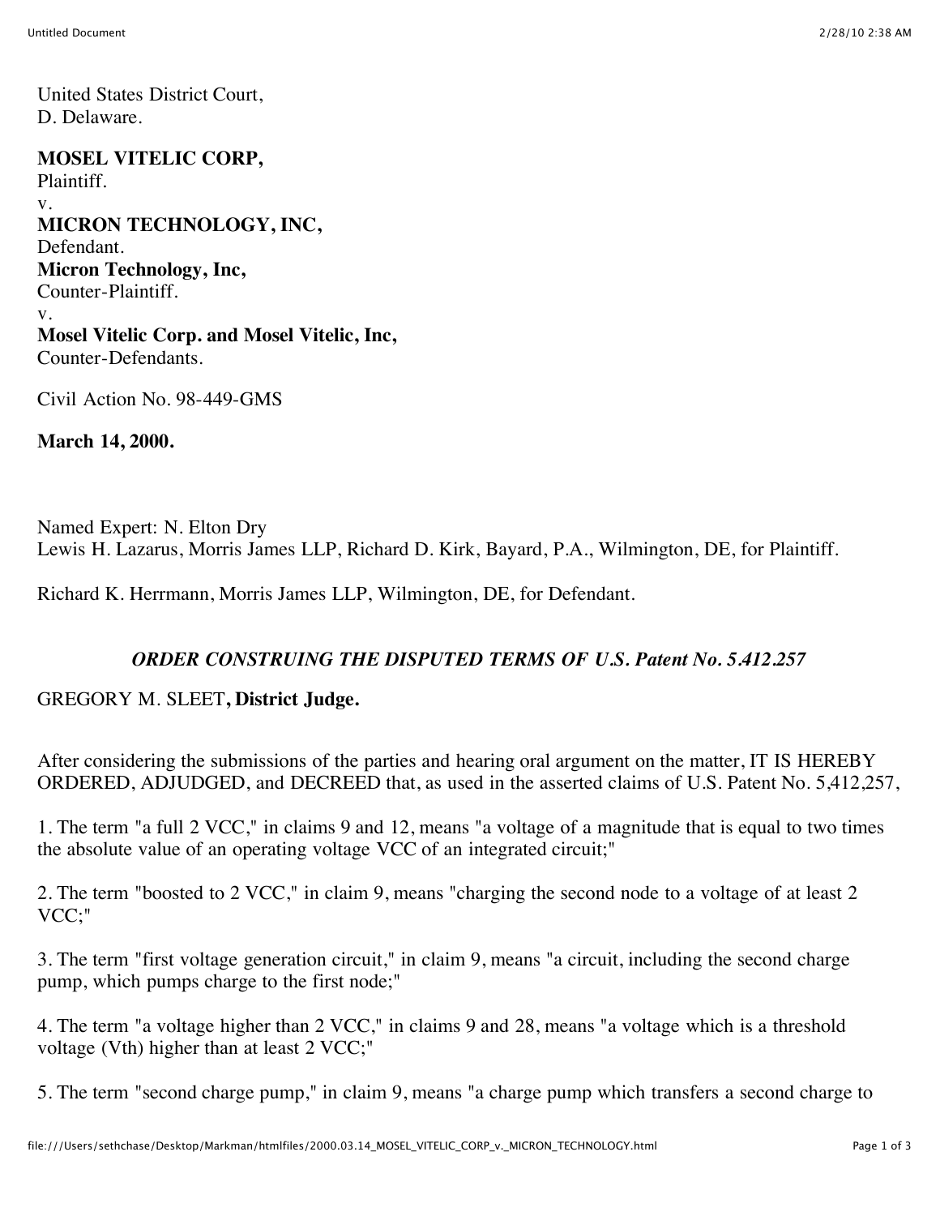United States District Court,
D. Delaware.

**MOSEL VITELIC CORP,**
Plaintiff.
v.
**MICRON TECHNOLOGY, INC,**
Defendant.
**Micron Technology, Inc,**
Counter-Plaintiff.
v.
**Mosel Vitelic Corp. and Mosel Vitelic, Inc,**
Counter-Defendants.

Civil Action No. 98-449-GMS

**March 14, 2000.**

Named Expert: N. Elton Dry
Lewis H. Lazarus, Morris James LLP, Richard D. Kirk, Bayard, P.A., Wilmington, DE, for Plaintiff.

Richard K. Herrmann, Morris James LLP, Wilmington, DE, for Defendant.

*ORDER CONSTRUING THE DISPUTED TERMS OF U.S. Patent No. 5.412.257*

GREGORY M. SLEET**, District Judge.**

After considering the submissions of the parties and hearing oral argument on the matter, IT IS HEREBY ORDERED, ADJUDGED, and DECREED that, as used in the asserted claims of U.S. Patent No. 5,412,257,

1. The term "a full 2 VCC," in claims 9 and 12, means "a voltage of a magnitude that is equal to two times the absolute value of an operating voltage VCC of an integrated circuit;"

2. The term "boosted to 2 VCC," in claim 9, means "charging the second node to a voltage of at least 2 VCC;"

3. The term "first voltage generation circuit," in claim 9, means "a circuit, including the second charge pump, which pumps charge to the first node;"

4. The term "a voltage higher than 2 VCC," in claims 9 and 28, means "a voltage which is a threshold voltage (Vth) higher than at least 2 VCC;"

5. The term "second charge pump," in claim 9, means "a charge pump which transfers a second charge to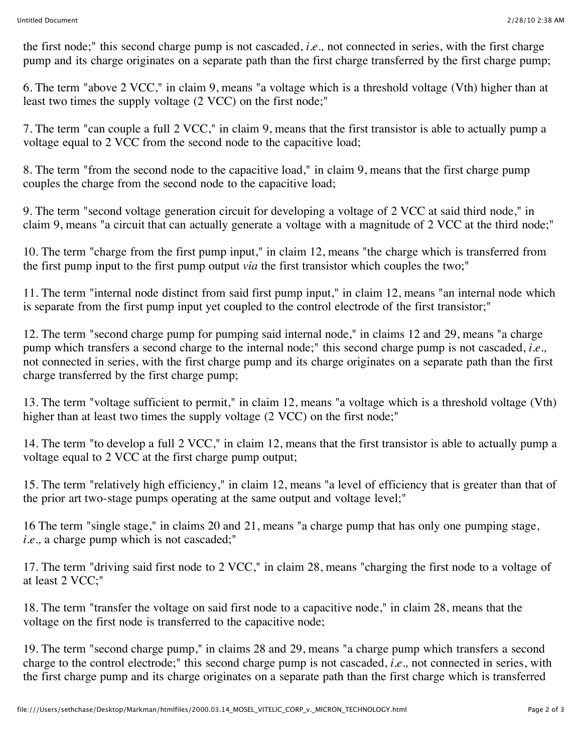the first node;" this second charge pump is not cascaded, *i.e.,* not connected in series, with the first charge pump and its charge originates on a separate path than the first charge transferred by the first charge pump;

6. The term "above 2 VCC," in claim 9, means "a voltage which is a threshold voltage (Vth) higher than at least two times the supply voltage (2 VCC) on the first node;"

7. The term "can couple a full 2 VCC," in claim 9, means that the first transistor is able to actually pump a voltage equal to 2 VCC from the second node to the capacitive load;

8. The term "from the second node to the capacitive load," in claim 9, means that the first charge pump couples the charge from the second node to the capacitive load;

9. The term "second voltage generation circuit for developing a voltage of 2 VCC at said third node," in claim 9, means "a circuit that can actually generate a voltage with a magnitude of 2 VCC at the third node;"

10. The term "charge from the first pump input," in claim 12, means "the charge which is transferred from the first pump input to the first pump output *via* the first transistor which couples the two;"

11. The term "internal node distinct from said first pump input," in claim 12, means "an internal node which is separate from the first pump input yet coupled to the control electrode of the first transistor;"

12. The term "second charge pump for pumping said internal node," in claims 12 and 29, means "a charge pump which transfers a second charge to the internal node;" this second charge pump is not cascaded, *i.e.,* not connected in series, with the first charge pump and its charge originates on a separate path than the first charge transferred by the first charge pump;

13. The term "voltage sufficient to permit," in claim 12, means "a voltage which is a threshold voltage (Vth) higher than at least two times the supply voltage (2 VCC) on the first node;"

14. The term "to develop a full 2 VCC," in claim 12, means that the first transistor is able to actually pump a voltage equal to 2 VCC at the first charge pump output;

15. The term "relatively high efficiency," in claim 12, means "a level of efficiency that is greater than that of the prior art two-stage pumps operating at the same output and voltage level;"

16 The term "single stage," in claims 20 and 21, means "a charge pump that has only one pumping stage, *i.e.,* a charge pump which is not cascaded;"

17. The term "driving said first node to 2 VCC," in claim 28, means "charging the first node to a voltage of at least 2 VCC;"

18. The term "transfer the voltage on said first node to a capacitive node," in claim 28, means that the voltage on the first node is transferred to the capacitive node;

19. The term "second charge pump," in claims 28 and 29, means "a charge pump which transfers a second charge to the control electrode;" this second charge pump is not cascaded, *i.e.,* not connected in series, with the first charge pump and its charge originates on a separate path than the first charge which is transferred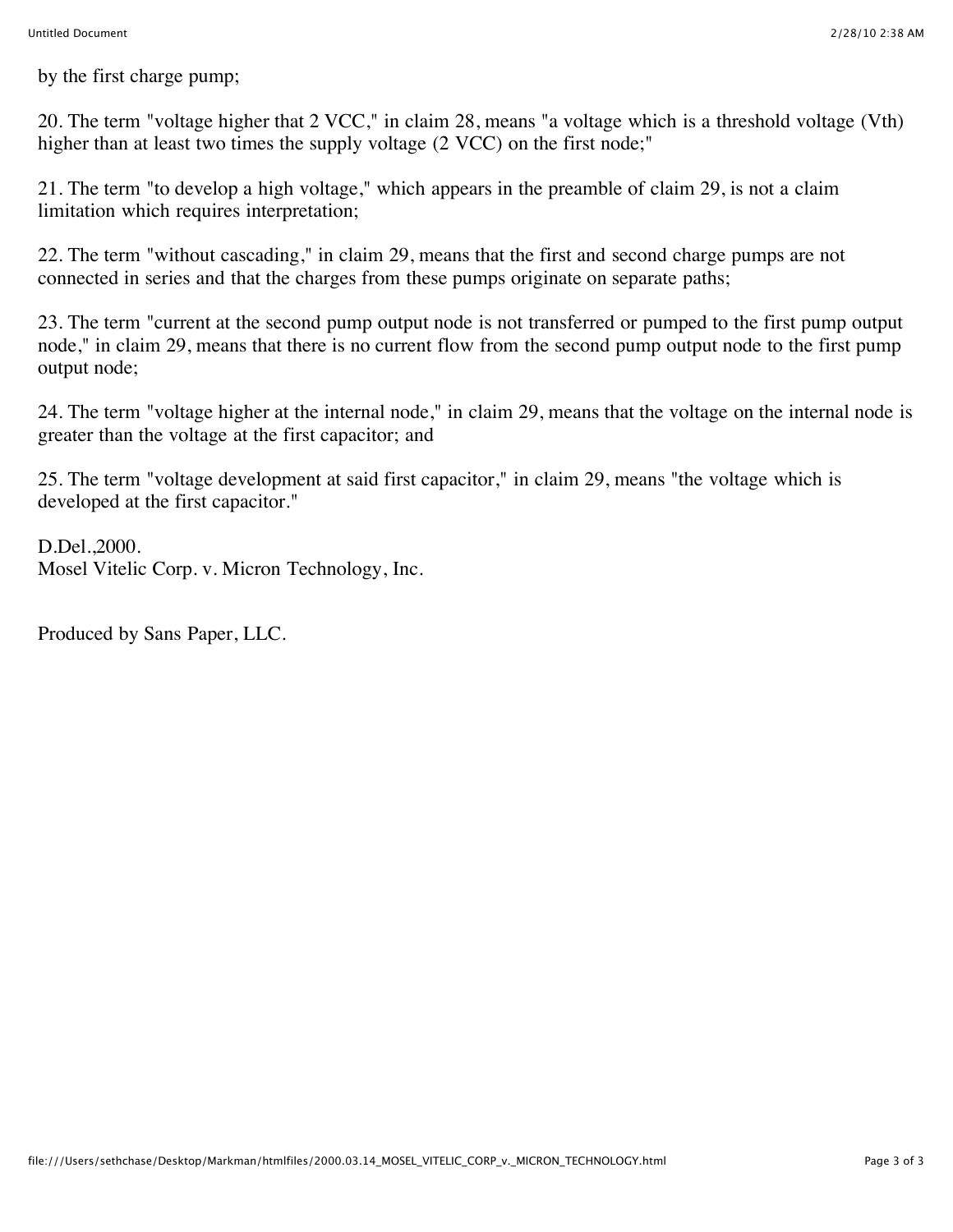by the first charge pump;

20. The term "voltage higher that 2 VCC," in claim 28, means "a voltage which is a threshold voltage (Vth) higher than at least two times the supply voltage (2 VCC) on the first node;"

21. The term "to develop a high voltage," which appears in the preamble of claim 29, is not a claim limitation which requires interpretation;

22. The term "without cascading," in claim 29, means that the first and second charge pumps are not connected in series and that the charges from these pumps originate on separate paths;

23. The term "current at the second pump output node is not transferred or pumped to the first pump output node," in claim 29, means that there is no current flow from the second pump output node to the first pump output node;

24. The term "voltage higher at the internal node," in claim 29, means that the voltage on the internal node is greater than the voltage at the first capacitor; and

25. The term "voltage development at said first capacitor," in claim 29, means "the voltage which is developed at the first capacitor."

D.Del.,2000.
Mosel Vitelic Corp. v. Micron Technology, Inc.

Produced by Sans Paper, LLC.